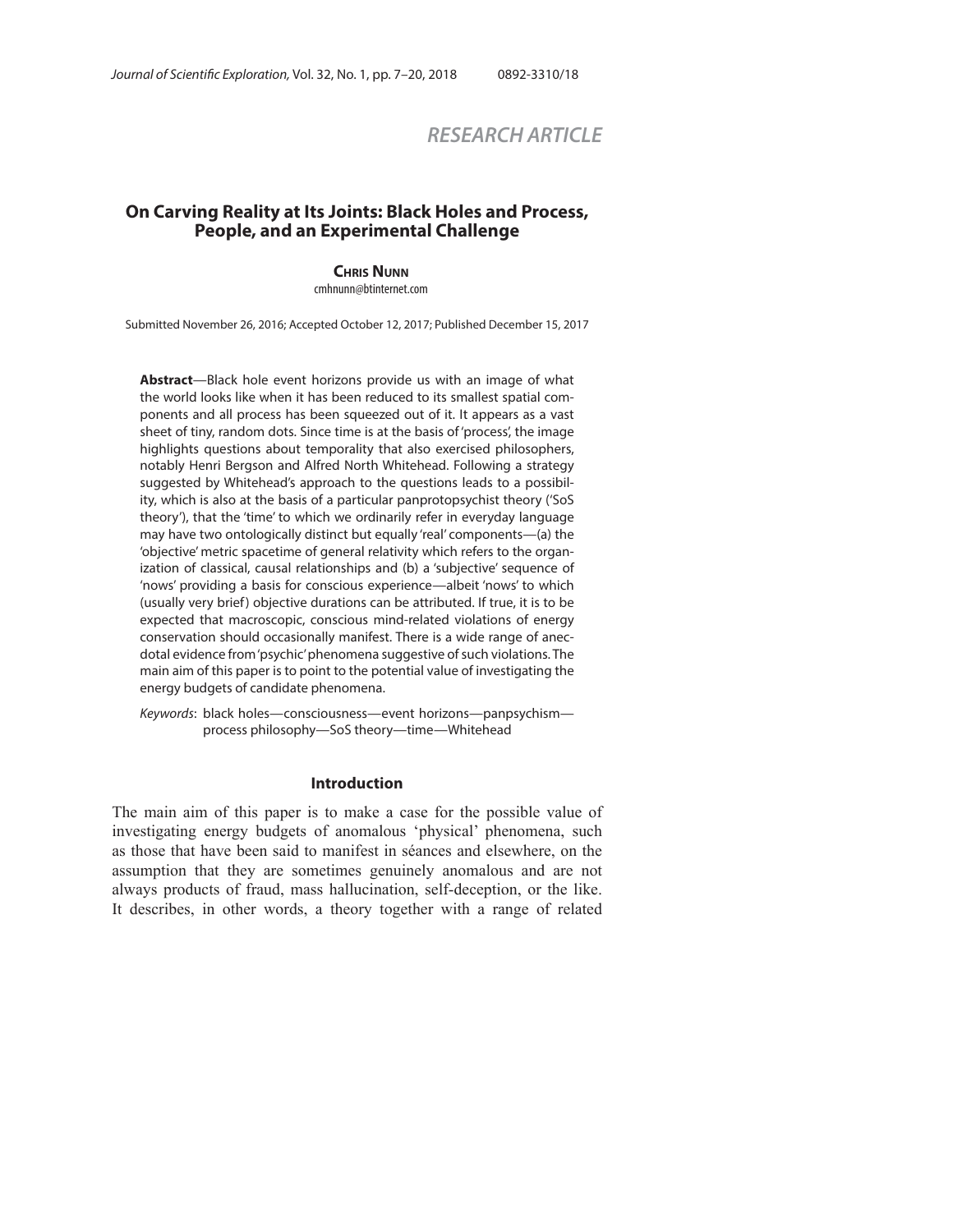RESEARCH ARTICLE

# On Carving Reality at Its Joints: Black Holes and Process, People, and an Experimental Challenge

**Chris Nunn**
cmhnunn@btinternet.com

Submitted November 26, 2016; Accepted October 12, 2017; Published December 15, 2017

**Abstract**—Black hole event horizons provide us with an image of what the world looks like when it has been reduced to its smallest spatial components and all process has been squeezed out of it. It appears as a vast sheet of tiny, random dots. Since time is at the basis of 'process', the image highlights questions about temporality that also exercised philosophers, notably Henri Bergson and Alfred North Whitehead. Following a strategy suggested by Whitehead's approach to the questions leads to a possibility, which is also at the basis of a particular panprotopsychist theory ('SoS theory'), that the 'time' to which we ordinarily refer in everyday language may have two ontologically distinct but equally 'real' components—(a) the 'objective' metric spacetime of general relativity which refers to the organization of classical, causal relationships and (b) a 'subjective' sequence of 'nows' providing a basis for conscious experience—albeit 'nows' to which (usually very brief) objective durations can be attributed. If true, it is to be expected that macroscopic, conscious mind-related violations of energy conservation should occasionally manifest. There is a wide range of anecdotal evidence from 'psychic' phenomena suggestive of such violations. The main aim of this paper is to point to the potential value of investigating the energy budgets of candidate phenomena.

*Keywords*: black holes—consciousness—event horizons—panpsychism—process philosophy—SoS theory—time—Whitehead

## Introduction

The main aim of this paper is to make a case for the possible value of investigating energy budgets of anomalous 'physical' phenomena, such as those that have been said to manifest in séances and elsewhere, on the assumption that they are sometimes genuinely anomalous and are not always products of fraud, mass hallucination, self-deception, or the like. It describes, in other words, a theory together with a range of related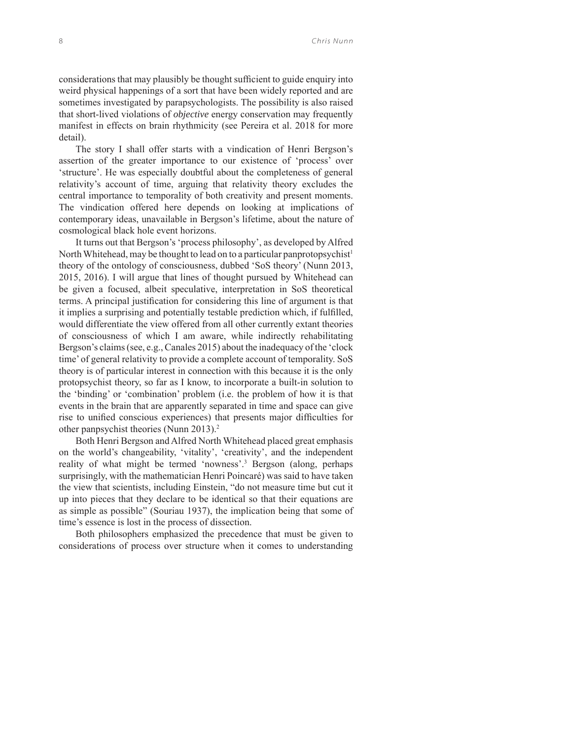considerations that may plausibly be thought sufficient to guide enquiry into weird physical happenings of a sort that have been widely reported and are sometimes investigated by parapsychologists. The possibility is also raised that short-lived violations of *objective* energy conservation may frequently manifest in effects on brain rhythmicity (see Pereira et al. 2018 for more detail).

The story I shall offer starts with a vindication of Henri Bergson's assertion of the greater importance to our existence of 'process' over 'structure'. He was especially doubtful about the completeness of general relativity's account of time, arguing that relativity theory excludes the central importance to temporality of both creativity and present moments. The vindication offered here depends on looking at implications of contemporary ideas, unavailable in Bergson's lifetime, about the nature of cosmological black hole event horizons.

It turns out that Bergson's 'process philosophy', as developed by Alfred North Whitehead, may be thought to lead on to a particular panprotopsychist[1] theory of the ontology of consciousness, dubbed 'SoS theory' (Nunn 2013, 2015, 2016). I will argue that lines of thought pursued by Whitehead can be given a focused, albeit speculative, interpretation in SoS theoretical terms. A principal justification for considering this line of argument is that it implies a surprising and potentially testable prediction which, if fulfilled, would differentiate the view offered from all other currently extant theories of consciousness of which I am aware, while indirectly rehabilitating Bergson's claims (see, e.g., Canales 2015) about the inadequacy of the 'clock time' of general relativity to provide a complete account of temporality. SoS theory is of particular interest in connection with this because it is the only protopsychist theory, so far as I know, to incorporate a built-in solution to the 'binding' or 'combination' problem (i.e. the problem of how it is that events in the brain that are apparently separated in time and space can give rise to unified conscious experiences) that presents major difficulties for other panpsychist theories (Nunn 2013).[2]

Both Henri Bergson and Alfred North Whitehead placed great emphasis on the world's changeability, 'vitality', 'creativity', and the independent reality of what might be termed 'nowness'.[3] Bergson (along, perhaps surprisingly, with the mathematician Henri Poincaré) was said to have taken the view that scientists, including Einstein, "do not measure time but cut it up into pieces that they declare to be identical so that their equations are as simple as possible" (Souriau 1937), the implication being that some of time's essence is lost in the process of dissection.

Both philosophers emphasized the precedence that must be given to considerations of process over structure when it comes to understanding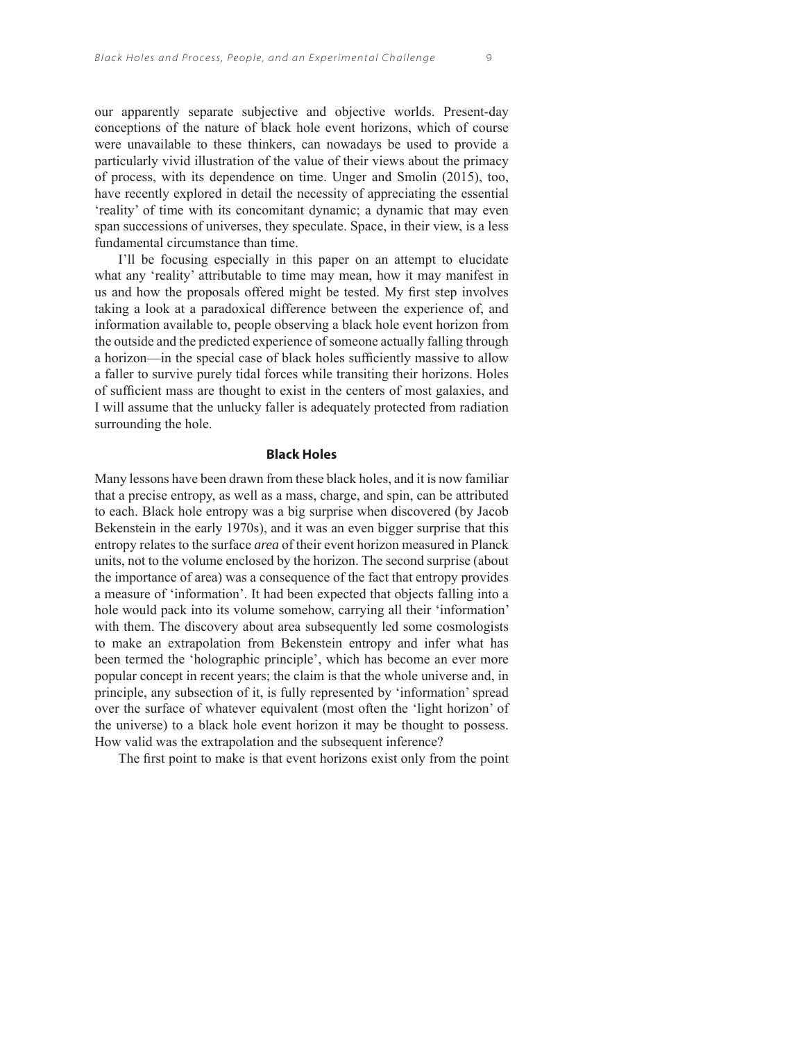our apparently separate subjective and objective worlds. Present-day conceptions of the nature of black hole event horizons, which of course were unavailable to these thinkers, can nowadays be used to provide a particularly vivid illustration of the value of their views about the primacy of process, with its dependence on time. Unger and Smolin (2015), too, have recently explored in detail the necessity of appreciating the essential 'reality' of time with its concomitant dynamic; a dynamic that may even span successions of universes, they speculate. Space, in their view, is a less fundamental circumstance than time.

I'll be focusing especially in this paper on an attempt to elucidate what any 'reality' attributable to time may mean, how it may manifest in us and how the proposals offered might be tested. My first step involves taking a look at a paradoxical difference between the experience of, and information available to, people observing a black hole event horizon from the outside and the predicted experience of someone actually falling through a horizon—in the special case of black holes sufficiently massive to allow a faller to survive purely tidal forces while transiting their horizons. Holes of sufficient mass are thought to exist in the centers of most galaxies, and I will assume that the unlucky faller is adequately protected from radiation surrounding the hole.

## Black Holes

Many lessons have been drawn from these black holes, and it is now familiar that a precise entropy, as well as a mass, charge, and spin, can be attributed to each. Black hole entropy was a big surprise when discovered (by Jacob Bekenstein in the early 1970s), and it was an even bigger surprise that this entropy relates to the surface *area* of their event horizon measured in Planck units, not to the volume enclosed by the horizon. The second surprise (about the importance of area) was a consequence of the fact that entropy provides a measure of 'information'. It had been expected that objects falling into a hole would pack into its volume somehow, carrying all their 'information' with them. The discovery about area subsequently led some cosmologists to make an extrapolation from Bekenstein entropy and infer what has been termed the 'holographic principle', which has become an ever more popular concept in recent years; the claim is that the whole universe and, in principle, any subsection of it, is fully represented by 'information' spread over the surface of whatever equivalent (most often the 'light horizon' of the universe) to a black hole event horizon it may be thought to possess. How valid was the extrapolation and the subsequent inference?

The first point to make is that event horizons exist only from the point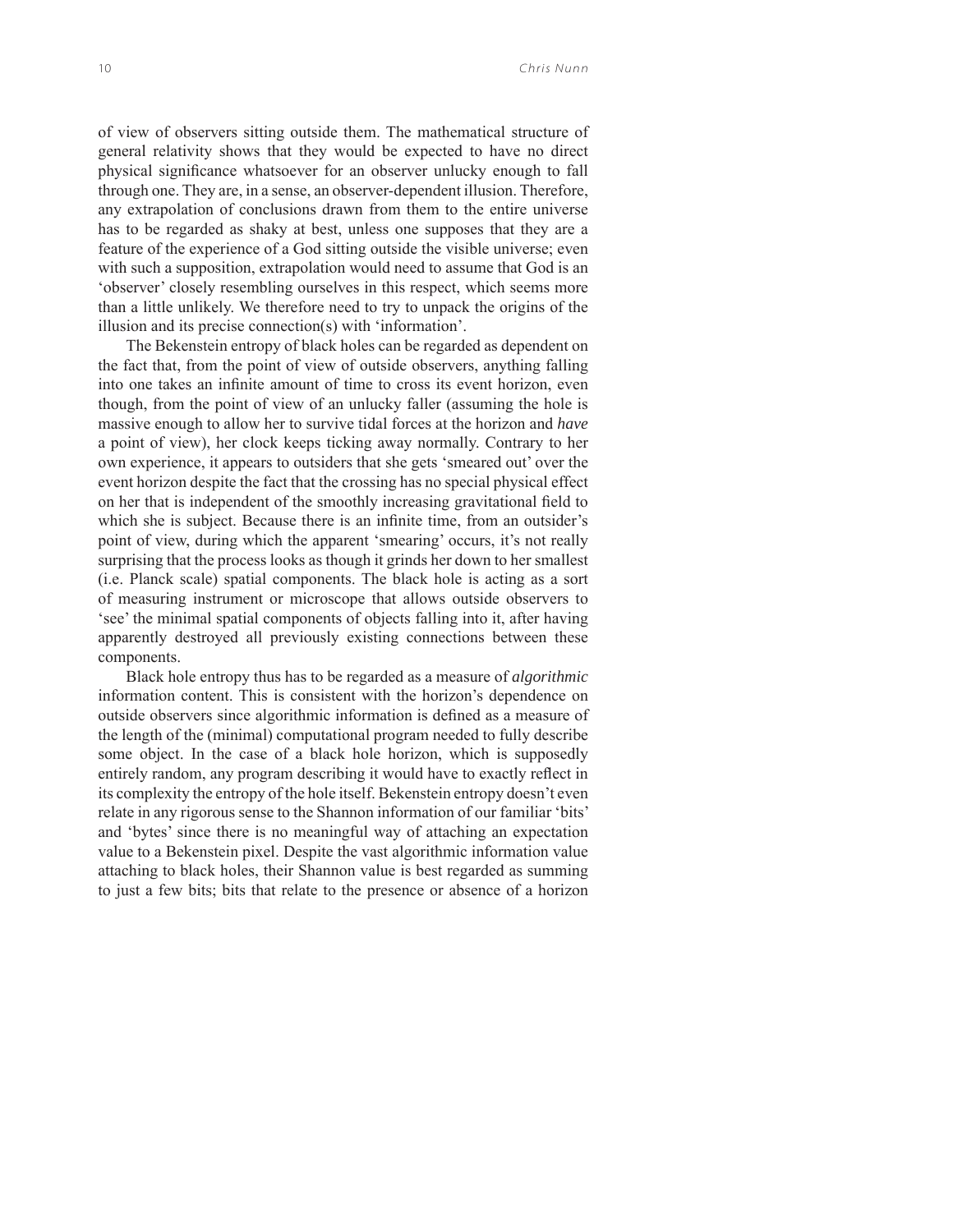of view of observers sitting outside them. The mathematical structure of general relativity shows that they would be expected to have no direct physical significance whatsoever for an observer unlucky enough to fall through one. They are, in a sense, an observer-dependent illusion. Therefore, any extrapolation of conclusions drawn from them to the entire universe has to be regarded as shaky at best, unless one supposes that they are a feature of the experience of a God sitting outside the visible universe; even with such a supposition, extrapolation would need to assume that God is an 'observer' closely resembling ourselves in this respect, which seems more than a little unlikely. We therefore need to try to unpack the origins of the illusion and its precise connection(s) with 'information'.

The Bekenstein entropy of black holes can be regarded as dependent on the fact that, from the point of view of outside observers, anything falling into one takes an infinite amount of time to cross its event horizon, even though, from the point of view of an unlucky faller (assuming the hole is massive enough to allow her to survive tidal forces at the horizon and *have* a point of view), her clock keeps ticking away normally. Contrary to her own experience, it appears to outsiders that she gets 'smeared out' over the event horizon despite the fact that the crossing has no special physical effect on her that is independent of the smoothly increasing gravitational field to which she is subject. Because there is an infinite time, from an outsider's point of view, during which the apparent 'smearing' occurs, it's not really surprising that the process looks as though it grinds her down to her smallest (i.e. Planck scale) spatial components. The black hole is acting as a sort of measuring instrument or microscope that allows outside observers to 'see' the minimal spatial components of objects falling into it, after having apparently destroyed all previously existing connections between these components.

Black hole entropy thus has to be regarded as a measure of *algorithmic* information content. This is consistent with the horizon's dependence on outside observers since algorithmic information is defined as a measure of the length of the (minimal) computational program needed to fully describe some object. In the case of a black hole horizon, which is supposedly entirely random, any program describing it would have to exactly reflect in its complexity the entropy of the hole itself. Bekenstein entropy doesn't even relate in any rigorous sense to the Shannon information of our familiar 'bits' and 'bytes' since there is no meaningful way of attaching an expectation value to a Bekenstein pixel. Despite the vast algorithmic information value attaching to black holes, their Shannon value is best regarded as summing to just a few bits; bits that relate to the presence or absence of a horizon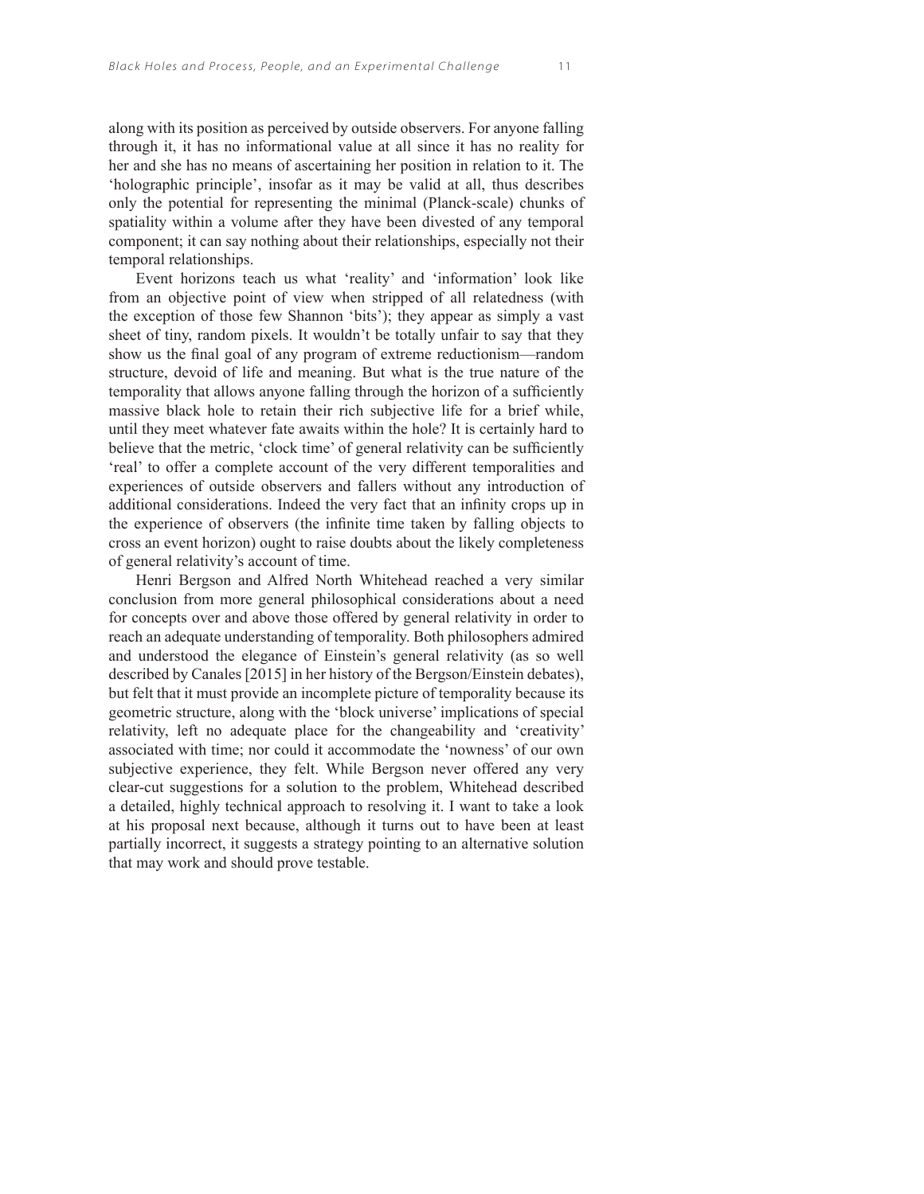along with its position as perceived by outside observers. For anyone falling through it, it has no informational value at all since it has no reality for her and she has no means of ascertaining her position in relation to it. The 'holographic principle', insofar as it may be valid at all, thus describes only the potential for representing the minimal (Planck-scale) chunks of spatiality within a volume after they have been divested of any temporal component; it can say nothing about their relationships, especially not their temporal relationships.

Event horizons teach us what 'reality' and 'information' look like from an objective point of view when stripped of all relatedness (with the exception of those few Shannon 'bits'); they appear as simply a vast sheet of tiny, random pixels. It wouldn't be totally unfair to say that they show us the final goal of any program of extreme reductionism—random structure, devoid of life and meaning. But what is the true nature of the temporality that allows anyone falling through the horizon of a sufficiently massive black hole to retain their rich subjective life for a brief while, until they meet whatever fate awaits within the hole? It is certainly hard to believe that the metric, 'clock time' of general relativity can be sufficiently 'real' to offer a complete account of the very different temporalities and experiences of outside observers and fallers without any introduction of additional considerations. Indeed the very fact that an infinity crops up in the experience of observers (the infinite time taken by falling objects to cross an event horizon) ought to raise doubts about the likely completeness of general relativity's account of time.

Henri Bergson and Alfred North Whitehead reached a very similar conclusion from more general philosophical considerations about a need for concepts over and above those offered by general relativity in order to reach an adequate understanding of temporality. Both philosophers admired and understood the elegance of Einstein's general relativity (as so well described by Canales [2015] in her history of the Bergson/Einstein debates), but felt that it must provide an incomplete picture of temporality because its geometric structure, along with the 'block universe' implications of special relativity, left no adequate place for the changeability and 'creativity' associated with time; nor could it accommodate the 'nowness' of our own subjective experience, they felt. While Bergson never offered any very clear-cut suggestions for a solution to the problem, Whitehead described a detailed, highly technical approach to resolving it. I want to take a look at his proposal next because, although it turns out to have been at least partially incorrect, it suggests a strategy pointing to an alternative solution that may work and should prove testable.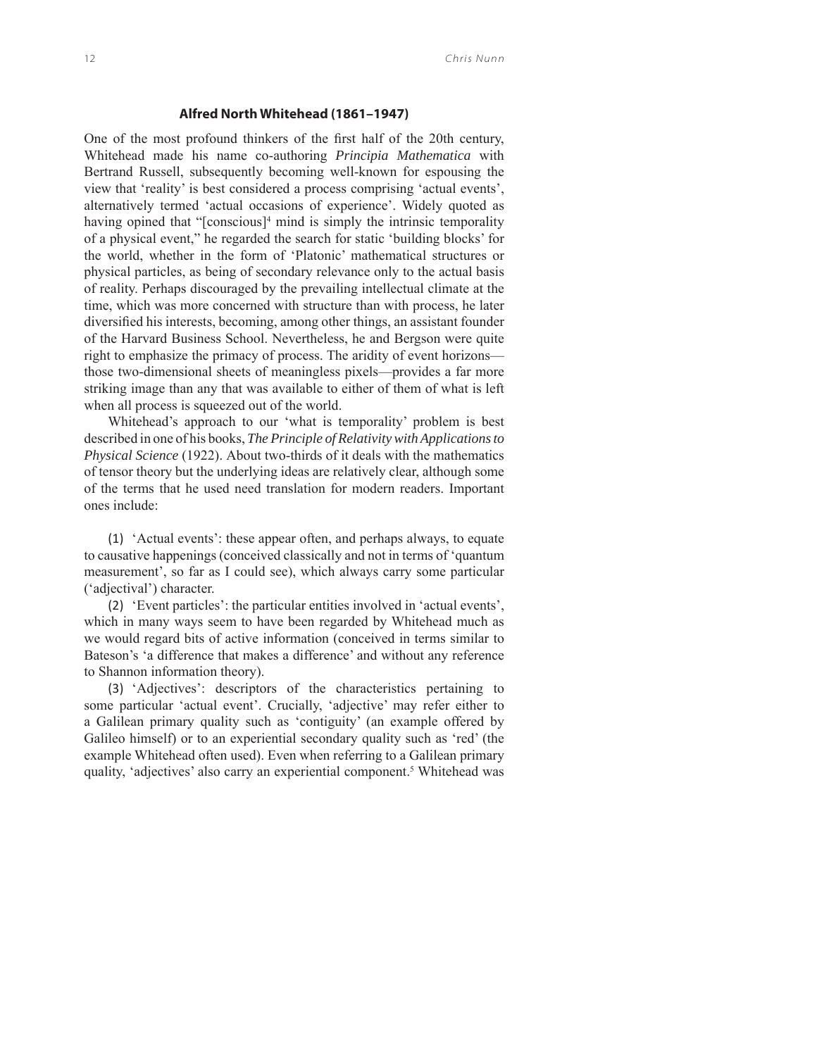### **Alfred North Whitehead (1861–1947)**

One of the most profound thinkers of the first half of the 20th century, Whitehead made his name co-authoring *Principia Mathematica* with Bertrand Russell, subsequently becoming well-known for espousing the view that 'reality' is best considered a process comprising 'actual events', alternatively termed 'actual occasions of experience'. Widely quoted as having opined that "[conscious][4] mind is simply the intrinsic temporality of a physical event," he regarded the search for static 'building blocks' for the world, whether in the form of 'Platonic' mathematical structures or physical particles, as being of secondary relevance only to the actual basis of reality. Perhaps discouraged by the prevailing intellectual climate at the time, which was more concerned with structure than with process, he later diversified his interests, becoming, among other things, an assistant founder of the Harvard Business School. Nevertheless, he and Bergson were quite right to emphasize the primacy of process. The aridity of event horizons—those two-dimensional sheets of meaningless pixels—provides a far more striking image than any that was available to either of them of what is left when all process is squeezed out of the world.

Whitehead's approach to our 'what is temporality' problem is best described in one of his books, *The Principle of Relativity with Applications to Physical Science* (1922). About two-thirds of it deals with the mathematics of tensor theory but the underlying ideas are relatively clear, although some of the terms that he used need translation for modern readers. Important ones include:

(1) 'Actual events': these appear often, and perhaps always, to equate to causative happenings (conceived classically and not in terms of 'quantum measurement', so far as I could see), which always carry some particular ('adjectival') character.

(2) 'Event particles': the particular entities involved in 'actual events', which in many ways seem to have been regarded by Whitehead much as we would regard bits of active information (conceived in terms similar to Bateson's 'a difference that makes a difference' and without any reference to Shannon information theory).

(3) 'Adjectives': descriptors of the characteristics pertaining to some particular 'actual event'. Crucially, 'adjective' may refer either to a Galilean primary quality such as 'contiguity' (an example offered by Galileo himself) or to an experiential secondary quality such as 'red' (the example Whitehead often used). Even when referring to a Galilean primary quality, 'adjectives' also carry an experiential component.[5] Whitehead was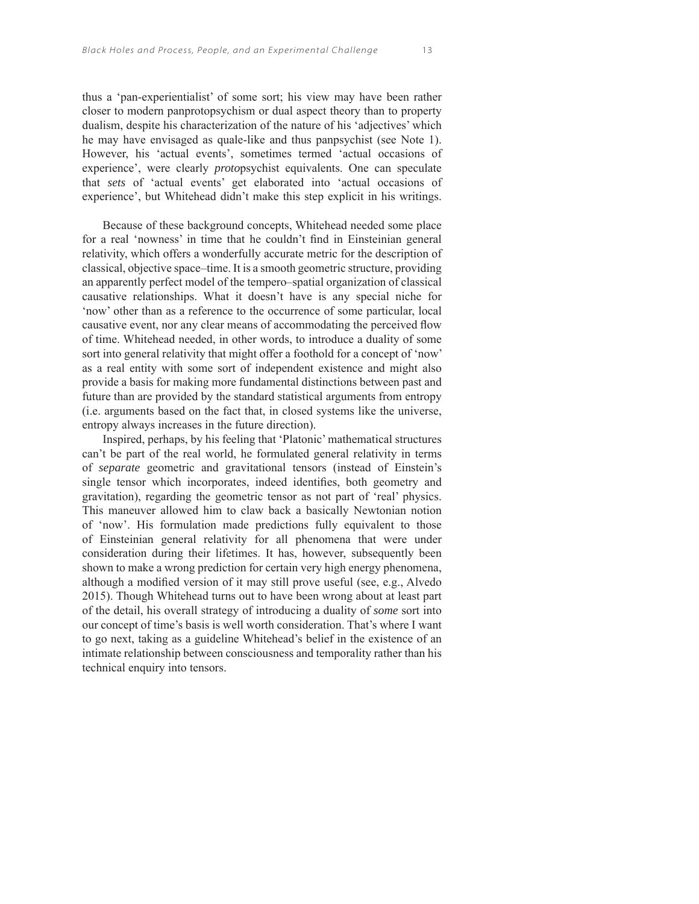thus a 'pan-experientialist' of some sort; his view may have been rather closer to modern panprotopsychism or dual aspect theory than to property dualism, despite his characterization of the nature of his 'adjectives' which he may have envisaged as quale-like and thus panpsychist (see Note 1). However, his 'actual events', sometimes termed 'actual occasions of experience', were clearly *proto*psychist equivalents. One can speculate that *sets* of 'actual events' get elaborated into 'actual occasions of experience', but Whitehead didn't make this step explicit in his writings.

Because of these background concepts, Whitehead needed some place for a real 'nowness' in time that he couldn't find in Einsteinian general relativity, which offers a wonderfully accurate metric for the description of classical, objective space–time. It is a smooth geometric structure, providing an apparently perfect model of the tempero–spatial organization of classical causative relationships. What it doesn't have is any special niche for 'now' other than as a reference to the occurrence of some particular, local causative event, nor any clear means of accommodating the perceived flow of time. Whitehead needed, in other words, to introduce a duality of some sort into general relativity that might offer a foothold for a concept of 'now' as a real entity with some sort of independent existence and might also provide a basis for making more fundamental distinctions between past and future than are provided by the standard statistical arguments from entropy (i.e. arguments based on the fact that, in closed systems like the universe, entropy always increases in the future direction).

Inspired, perhaps, by his feeling that 'Platonic' mathematical structures can't be part of the real world, he formulated general relativity in terms of *separate* geometric and gravitational tensors (instead of Einstein's single tensor which incorporates, indeed identifies, both geometry and gravitation), regarding the geometric tensor as not part of 'real' physics. This maneuver allowed him to claw back a basically Newtonian notion of 'now'. His formulation made predictions fully equivalent to those of Einsteinian general relativity for all phenomena that were under consideration during their lifetimes. It has, however, subsequently been shown to make a wrong prediction for certain very high energy phenomena, although a modified version of it may still prove useful (see, e.g., Alvedo 2015). Though Whitehead turns out to have been wrong about at least part of the detail, his overall strategy of introducing a duality of *some* sort into our concept of time's basis is well worth consideration. That's where I want to go next, taking as a guideline Whitehead's belief in the existence of an intimate relationship between consciousness and temporality rather than his technical enquiry into tensors.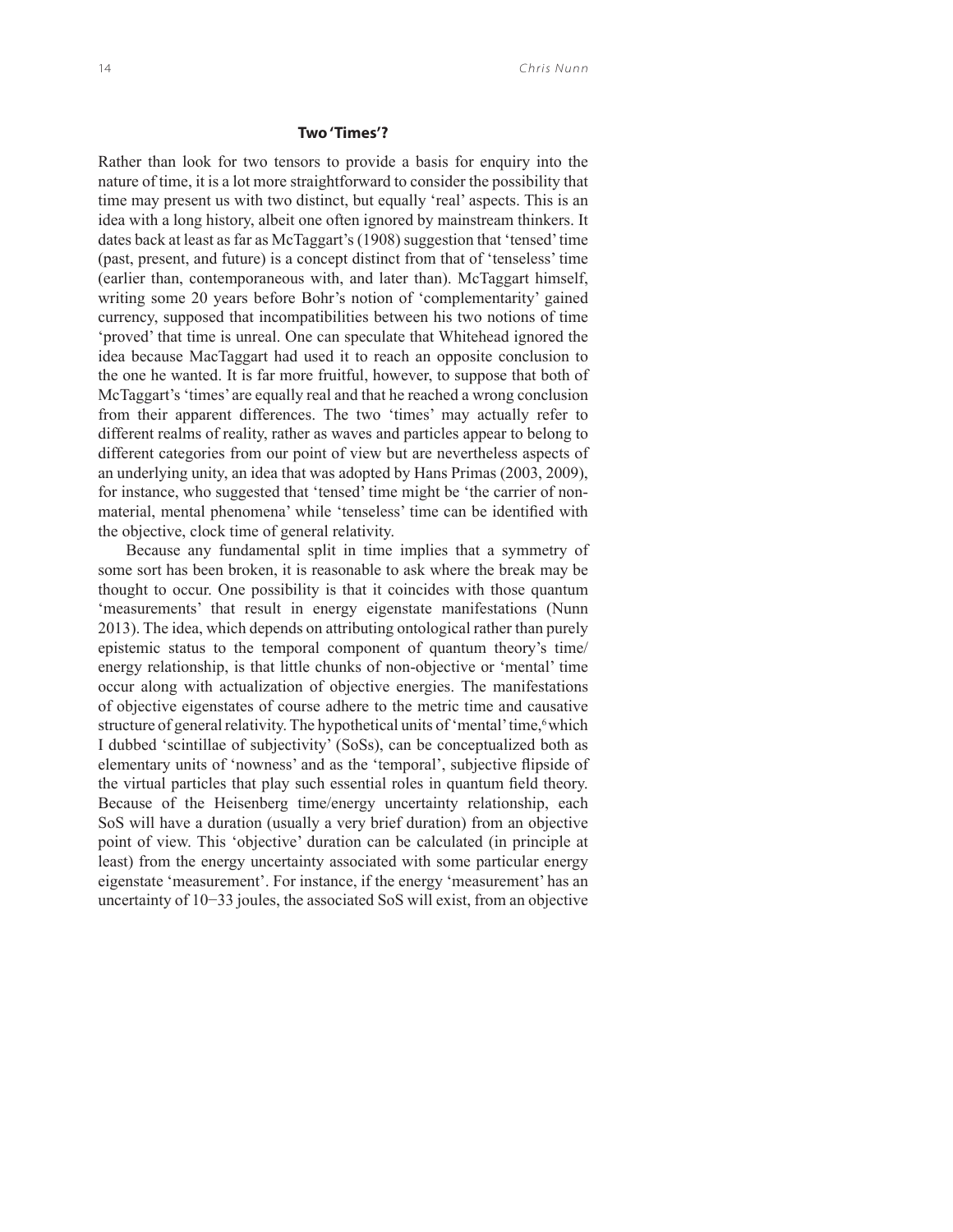### Two 'Times'?

Rather than look for two tensors to provide a basis for enquiry into the nature of time, it is a lot more straightforward to consider the possibility that time may present us with two distinct, but equally 'real' aspects. This is an idea with a long history, albeit one often ignored by mainstream thinkers. It dates back at least as far as McTaggart's (1908) suggestion that 'tensed' time (past, present, and future) is a concept distinct from that of 'tenseless' time (earlier than, contemporaneous with, and later than). McTaggart himself, writing some 20 years before Bohr's notion of 'complementarity' gained currency, supposed that incompatibilities between his two notions of time 'proved' that time is unreal. One can speculate that Whitehead ignored the idea because MacTaggart had used it to reach an opposite conclusion to the one he wanted. It is far more fruitful, however, to suppose that both of McTaggart's 'times' are equally real and that he reached a wrong conclusion from their apparent differences. The two 'times' may actually refer to different realms of reality, rather as waves and particles appear to belong to different categories from our point of view but are nevertheless aspects of an underlying unity, an idea that was adopted by Hans Primas (2003, 2009), for instance, who suggested that 'tensed' time might be 'the carrier of non-material, mental phenomena' while 'tenseless' time can be identified with the objective, clock time of general relativity.

Because any fundamental split in time implies that a symmetry of some sort has been broken, it is reasonable to ask where the break may be thought to occur. One possibility is that it coincides with those quantum 'measurements' that result in energy eigenstate manifestations (Nunn 2013). The idea, which depends on attributing ontological rather than purely epistemic status to the temporal component of quantum theory's time/energy relationship, is that little chunks of non-objective or 'mental' time occur along with actualization of objective energies. The manifestations of objective eigenstates of course adhere to the metric time and causative structure of general relativity. The hypothetical units of 'mental' time,[6] which I dubbed 'scintillae of subjectivity' (SoSs), can be conceptualized both as elementary units of 'nowness' and as the 'temporal', subjective flipside of the virtual particles that play such essential roles in quantum field theory. Because of the Heisenberg time/energy uncertainty relationship, each SoS will have a duration (usually a very brief duration) from an objective point of view. This 'objective' duration can be calculated (in principle at least) from the energy uncertainty associated with some particular energy eigenstate 'measurement'. For instance, if the energy 'measurement' has an uncertainty of $10^{-33}$ joules, the associated SoS will exist, from an objective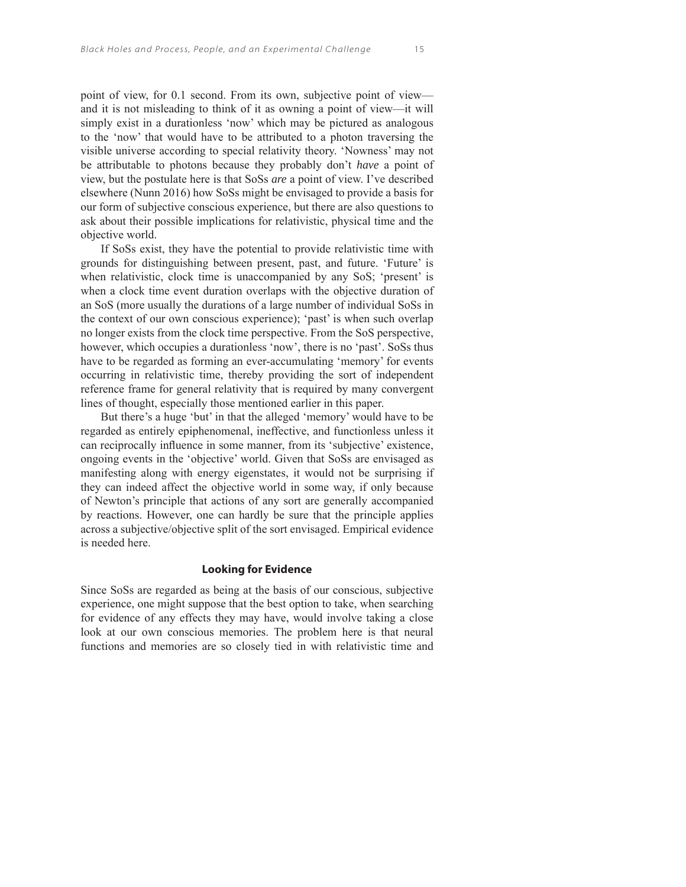point of view, for 0.1 second. From its own, subjective point of view—and it is not misleading to think of it as owning a point of view—it will simply exist in a durationless 'now' which may be pictured as analogous to the 'now' that would have to be attributed to a photon traversing the visible universe according to special relativity theory. 'Nowness' may not be attributable to photons because they probably don't *have* a point of view, but the postulate here is that SoSs *are* a point of view. I've described elsewhere (Nunn 2016) how SoSs might be envisaged to provide a basis for our form of subjective conscious experience, but there are also questions to ask about their possible implications for relativistic, physical time and the objective world.

If SoSs exist, they have the potential to provide relativistic time with grounds for distinguishing between present, past, and future. 'Future' is when relativistic, clock time is unaccompanied by any SoS; 'present' is when a clock time event duration overlaps with the objective duration of an SoS (more usually the durations of a large number of individual SoSs in the context of our own conscious experience); 'past' is when such overlap no longer exists from the clock time perspective. From the SoS perspective, however, which occupies a durationless 'now', there is no 'past'. SoSs thus have to be regarded as forming an ever-accumulating 'memory' for events occurring in relativistic time, thereby providing the sort of independent reference frame for general relativity that is required by many convergent lines of thought, especially those mentioned earlier in this paper.

But there's a huge 'but' in that the alleged 'memory' would have to be regarded as entirely epiphenomenal, ineffective, and functionless unless it can reciprocally influence in some manner, from its 'subjective' existence, ongoing events in the 'objective' world. Given that SoSs are envisaged as manifesting along with energy eigenstates, it would not be surprising if they can indeed affect the objective world in some way, if only because of Newton's principle that actions of any sort are generally accompanied by reactions. However, one can hardly be sure that the principle applies across a subjective/objective split of the sort envisaged. Empirical evidence is needed here.

## Looking for Evidence

Since SoSs are regarded as being at the basis of our conscious, subjective experience, one might suppose that the best option to take, when searching for evidence of any effects they may have, would involve taking a close look at our own conscious memories. The problem here is that neural functions and memories are so closely tied in with relativistic time and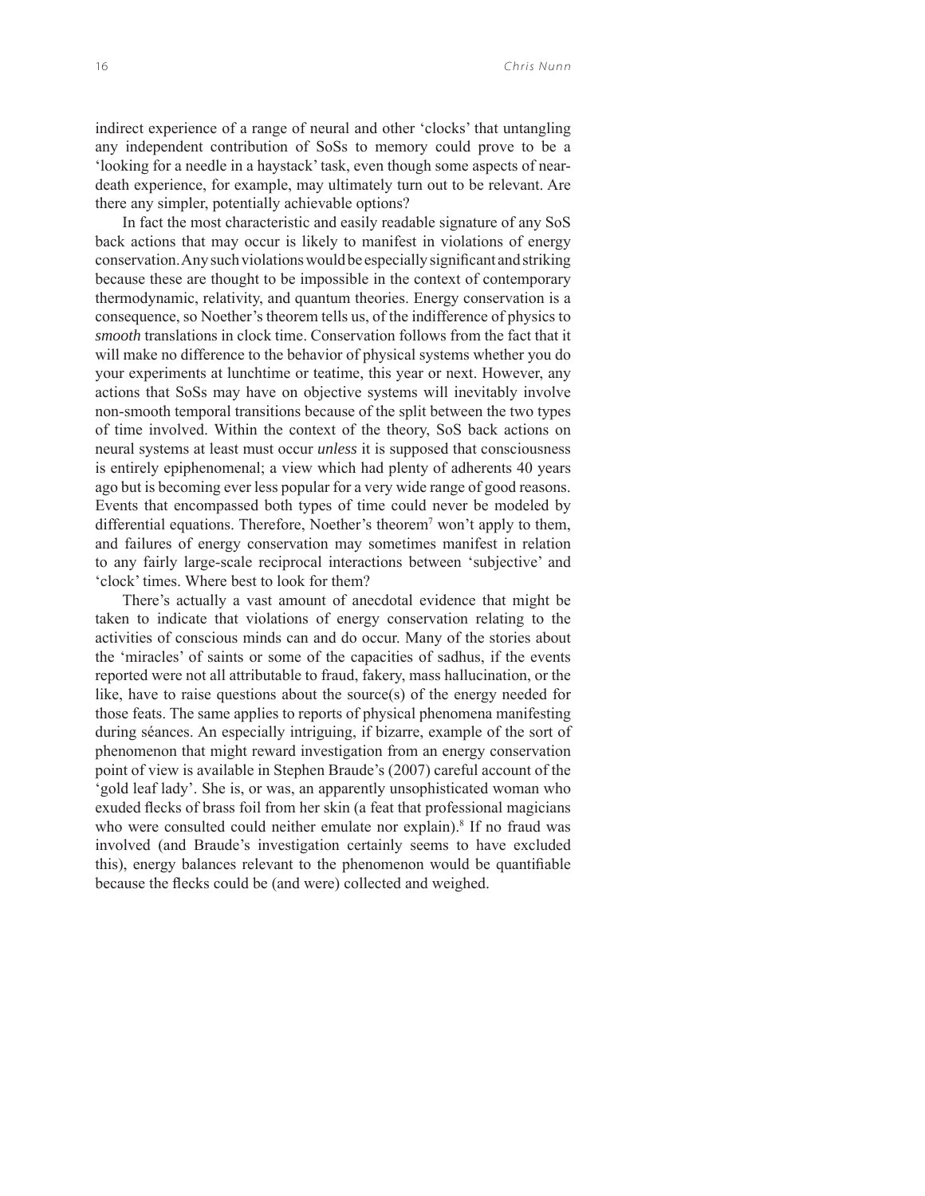indirect experience of a range of neural and other 'clocks' that untangling any independent contribution of SoSs to memory could prove to be a 'looking for a needle in a haystack' task, even though some aspects of near-death experience, for example, may ultimately turn out to be relevant. Are there any simpler, potentially achievable options?

In fact the most characteristic and easily readable signature of any SoS back actions that may occur is likely to manifest in violations of energy conservation. Any such violations would be especially significant and striking because these are thought to be impossible in the context of contemporary thermodynamic, relativity, and quantum theories. Energy conservation is a consequence, so Noether's theorem tells us, of the indifference of physics to *smooth* translations in clock time. Conservation follows from the fact that it will make no difference to the behavior of physical systems whether you do your experiments at lunchtime or teatime, this year or next. However, any actions that SoSs may have on objective systems will inevitably involve non-smooth temporal transitions because of the split between the two types of time involved. Within the context of the theory, SoS back actions on neural systems at least must occur *unless* it is supposed that consciousness is entirely epiphenomenal; a view which had plenty of adherents 40 years ago but is becoming ever less popular for a very wide range of good reasons. Events that encompassed both types of time could never be modeled by differential equations. Therefore, Noether's theorem[7] won't apply to them, and failures of energy conservation may sometimes manifest in relation to any fairly large-scale reciprocal interactions between 'subjective' and 'clock' times. Where best to look for them?

There's actually a vast amount of anecdotal evidence that might be taken to indicate that violations of energy conservation relating to the activities of conscious minds can and do occur. Many of the stories about the 'miracles' of saints or some of the capacities of sadhus, if the events reported were not all attributable to fraud, fakery, mass hallucination, or the like, have to raise questions about the source(s) of the energy needed for those feats. The same applies to reports of physical phenomena manifesting during séances. An especially intriguing, if bizarre, example of the sort of phenomenon that might reward investigation from an energy conservation point of view is available in Stephen Braude's (2007) careful account of the 'gold leaf lady'. She is, or was, an apparently unsophisticated woman who exuded flecks of brass foil from her skin (a feat that professional magicians who were consulted could neither emulate nor explain).[8] If no fraud was involved (and Braude's investigation certainly seems to have excluded this), energy balances relevant to the phenomenon would be quantifiable because the flecks could be (and were) collected and weighed.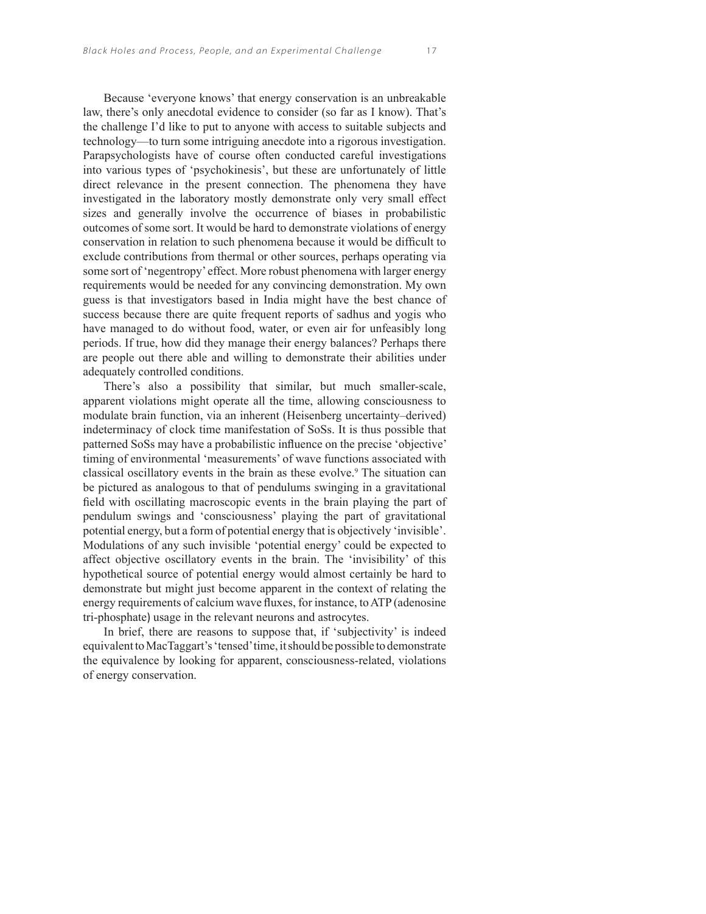Because 'everyone knows' that energy conservation is an unbreakable law, there's only anecdotal evidence to consider (so far as I know). That's the challenge I'd like to put to anyone with access to suitable subjects and technology—to turn some intriguing anecdote into a rigorous investigation. Parapsychologists have of course often conducted careful investigations into various types of 'psychokinesis', but these are unfortunately of little direct relevance in the present connection. The phenomena they have investigated in the laboratory mostly demonstrate only very small effect sizes and generally involve the occurrence of biases in probabilistic outcomes of some sort. It would be hard to demonstrate violations of energy conservation in relation to such phenomena because it would be difficult to exclude contributions from thermal or other sources, perhaps operating via some sort of 'negentropy' effect. More robust phenomena with larger energy requirements would be needed for any convincing demonstration. My own guess is that investigators based in India might have the best chance of success because there are quite frequent reports of sadhus and yogis who have managed to do without food, water, or even air for unfeasibly long periods. If true, how did they manage their energy balances? Perhaps there are people out there able and willing to demonstrate their abilities under adequately controlled conditions.

There's also a possibility that similar, but much smaller-scale, apparent violations might operate all the time, allowing consciousness to modulate brain function, via an inherent (Heisenberg uncertainty–derived) indeterminacy of clock time manifestation of SoSs. It is thus possible that patterned SoSs may have a probabilistic influence on the precise 'objective' timing of environmental 'measurements' of wave functions associated with classical oscillatory events in the brain as these evolve.[9] The situation can be pictured as analogous to that of pendulums swinging in a gravitational field with oscillating macroscopic events in the brain playing the part of pendulum swings and 'consciousness' playing the part of gravitational potential energy, but a form of potential energy that is objectively 'invisible'. Modulations of any such invisible 'potential energy' could be expected to affect objective oscillatory events in the brain. The 'invisibility' of this hypothetical source of potential energy would almost certainly be hard to demonstrate but might just become apparent in the context of relating the energy requirements of calcium wave fluxes, for instance, to ATP (adenosine tri-phosphate) usage in the relevant neurons and astrocytes.

In brief, there are reasons to suppose that, if 'subjectivity' is indeed equivalent to MacTaggart's 'tensed' time, it should be possible to demonstrate the equivalence by looking for apparent, consciousness-related, violations of energy conservation.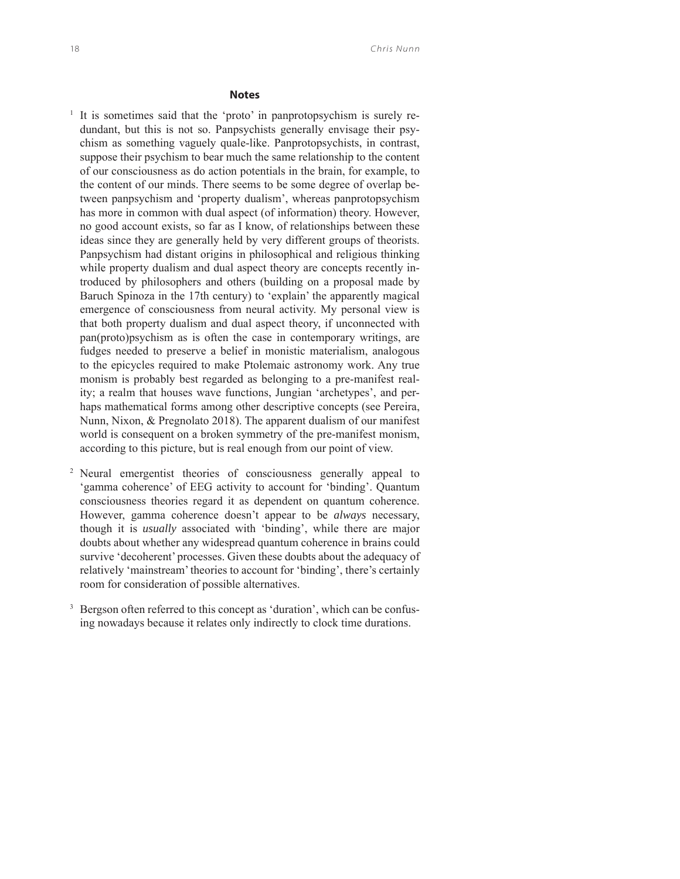## Notes

[1] It is sometimes said that the 'proto' in panprotopsychism is surely redundant, but this is not so. Panpsychists generally envisage their psychism as something vaguely quale-like. Panprotopsychists, in contrast, suppose their psychism to bear much the same relationship to the content of our consciousness as do action potentials in the brain, for example, to the content of our minds. There seems to be some degree of overlap between panpsychism and 'property dualism', whereas panprotopsychism has more in common with dual aspect (of information) theory. However, no good account exists, so far as I know, of relationships between these ideas since they are generally held by very different groups of theorists. Panpsychism had distant origins in philosophical and religious thinking while property dualism and dual aspect theory are concepts recently introduced by philosophers and others (building on a proposal made by Baruch Spinoza in the 17th century) to 'explain' the apparently magical emergence of consciousness from neural activity. My personal view is that both property dualism and dual aspect theory, if unconnected with pan(proto)psychism as is often the case in contemporary writings, are fudges needed to preserve a belief in monistic materialism, analogous to the epicycles required to make Ptolemaic astronomy work. Any true monism is probably best regarded as belonging to a pre-manifest reality; a realm that houses wave functions, Jungian 'archetypes', and perhaps mathematical forms among other descriptive concepts (see Pereira, Nunn, Nixon, & Pregnolato 2018). The apparent dualism of our manifest world is consequent on a broken symmetry of the pre-manifest monism, according to this picture, but is real enough from our point of view.

[2] Neural emergentist theories of consciousness generally appeal to 'gamma coherence' of EEG activity to account for 'binding'. Quantum consciousness theories regard it as dependent on quantum coherence. However, gamma coherence doesn't appear to be *always* necessary, though it is *usually* associated with 'binding', while there are major doubts about whether any widespread quantum coherence in brains could survive 'decoherent' processes. Given these doubts about the adequacy of relatively 'mainstream' theories to account for 'binding', there's certainly room for consideration of possible alternatives.

[3] Bergson often referred to this concept as 'duration', which can be confusing nowadays because it relates only indirectly to clock time durations.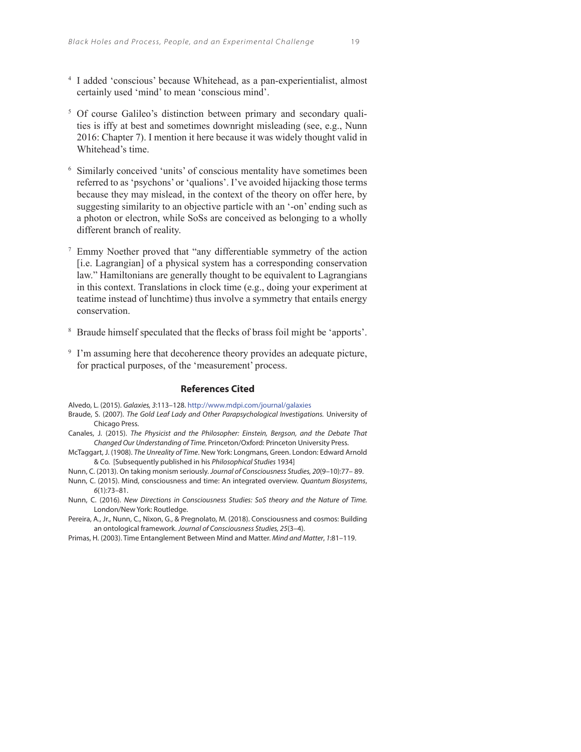[4] I added 'conscious' because Whitehead, as a pan-experientialist, almost certainly used 'mind' to mean 'conscious mind'.

[5] Of course Galileo's distinction between primary and secondary qualities is iffy at best and sometimes downright misleading (see, e.g., Nunn 2016: Chapter 7). I mention it here because it was widely thought valid in Whitehead's time.

[6] Similarly conceived 'units' of conscious mentality have sometimes been referred to as 'psychons' or 'qualions'. I've avoided hijacking those terms because they may mislead, in the context of the theory on offer here, by suggesting similarity to an objective particle with an '-on' ending such as a photon or electron, while SoSs are conceived as belonging to a wholly different branch of reality.

[7] Emmy Noether proved that "any differentiable symmetry of the action [i.e. Lagrangian] of a physical system has a corresponding conservation law." Hamiltonians are generally thought to be equivalent to Lagrangians in this context. Translations in clock time (e.g., doing your experiment at teatime instead of lunchtime) thus involve a symmetry that entails energy conservation.

[8] Braude himself speculated that the flecks of brass foil might be 'apports'.

[9] I'm assuming here that decoherence theory provides an adequate picture, for practical purposes, of the 'measurement' process.

## References Cited

Alvedo, L. (2015). *Galaxies, 3*:113–128. http://www.mdpi.com/journal/galaxies

Braude, S. (2007). *The Gold Leaf Lady and Other Parapsychological Investigations.* University of Chicago Press.

Canales, J. (2015). *The Physicist and the Philosopher: Einstein, Bergson, and the Debate That Changed Our Understanding of Time.* Princeton/Oxford: Princeton University Press.

McTaggart, J. (1908). *The Unreality of Time*. New York: Longmans, Green. London: Edward Arnold & Co. [Subsequently published in his *Philosophical Studies* 1934]

Nunn, C. (2013). On taking monism seriously. *Journal of Consciousness Studies, 20*(9–10):77– 89.

Nunn, C. (2015). Mind, consciousness and time: An integrated overview. *Quantum Biosystems*, *6*(1):73–81.

Nunn, C. (2016). *New Directions in Consciousness Studies: SoS theory and the Nature of Time.* London/New York: Routledge.

Pereira, A., Jr., Nunn, C., Nixon, G., & Pregnolato, M. (2018). Consciousness and cosmos: Building an ontological framework. *Journal of Consciousness Studies, 25*(3–4).

Primas, H. (2003). Time Entanglement Between Mind and Matter. *Mind and Matter*, *1*:81–119.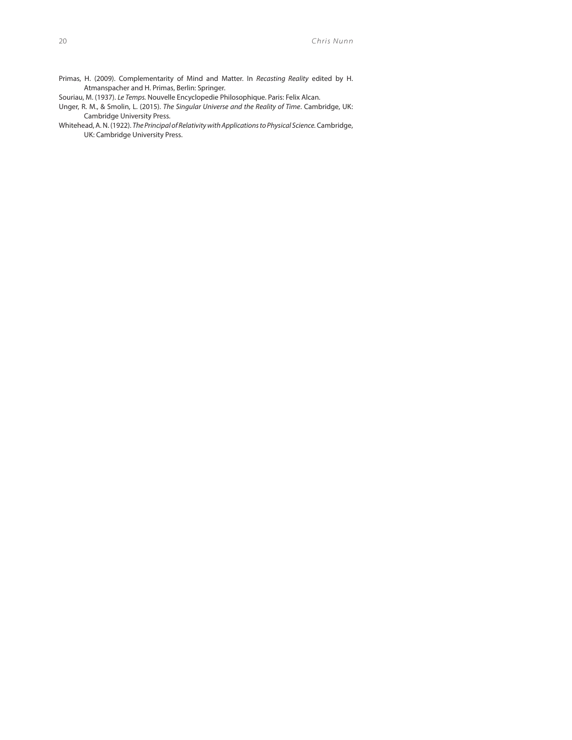Primas, H. (2009). Complementarity of Mind and Matter. In *Recasting Reality* edited by H. Atmanspacher and H. Primas, Berlin: Springer.

Souriau, M. (1937). *Le Temps.* Nouvelle Encyclopedie Philosophique. Paris: Felix Alcan.

Unger, R. M., & Smolin, L. (2015). *The Singular Universe and the Reality of Time*. Cambridge, UK: Cambridge University Press.

Whitehead, A. N. (1922). *The Principal of Relativity with Applications to Physical Science.* Cambridge, UK: Cambridge University Press.